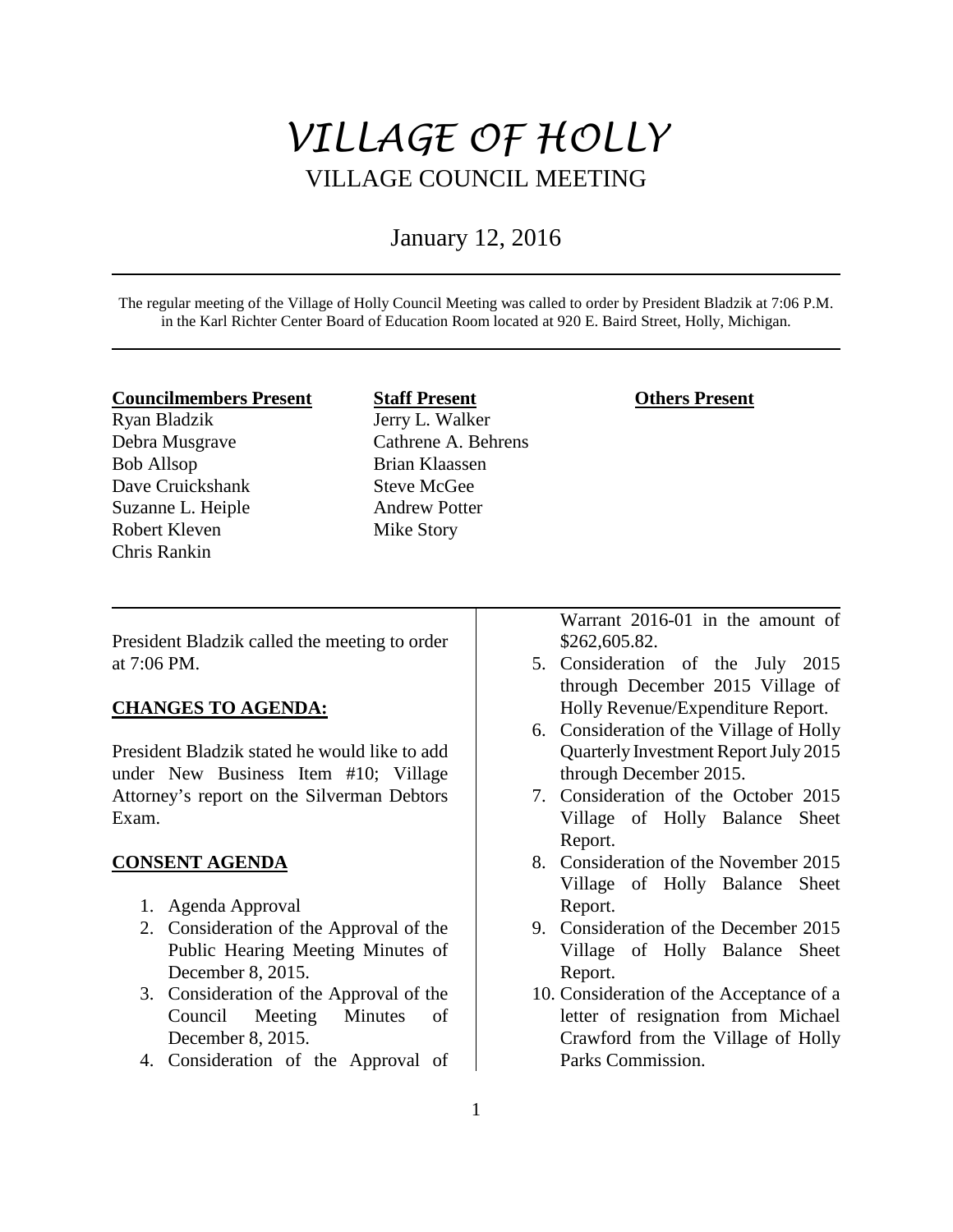# *VILLAGE OF HOLLY*

## VILLAGE COUNCIL MEETING

### January 12, 2016

The regular meeting of the Village of Holly Council Meeting was called to order by President Bladzik at 7:06 P.M. in the Karl Richter Center Board of Education Room located at 920 E. Baird Street, Holly, Michigan.

| **Councilmembers Present** | **Staff Present** | **Others Present** |
|---|---|---|
| Ryan Bladzik | Jerry L. Walker | |
| Debra Musgrave | Cathrene A. Behrens | |
| Bob Allsop | Brian Klaassen | |
| Dave Cruickshank | Steve McGee | |
| Suzanne L. Heiple | Andrew Potter | |
| Robert Kleven | Mike Story | |
| Chris Rankin | | |

President Bladzik called the meeting to order at 7:06 PM.

**CHANGES TO AGENDA:**

President Bladzik stated he would like to add under New Business Item #10; Village Attorney's report on the Silverman Debtors Exam.

**CONSENT AGENDA**

1. Agenda Approval
2. Consideration of the Approval of the Public Hearing Meeting Minutes of December 8, 2015.
3. Consideration of the Approval of the Council Meeting Minutes of December 8, 2015.
4. Consideration of the Approval of Warrant 2016-01 in the amount of $262,605.82.
5. Consideration of the July 2015 through December 2015 Village of Holly Revenue/Expenditure Report.
6. Consideration of the Village of Holly Quarterly Investment Report July 2015 through December 2015.
7. Consideration of the October 2015 Village of Holly Balance Sheet Report.
8. Consideration of the November 2015 Village of Holly Balance Sheet Report.
9. Consideration of the December 2015 Village of Holly Balance Sheet Report.
10. Consideration of the Acceptance of a letter of resignation from Michael Crawford from the Village of Holly Parks Commission.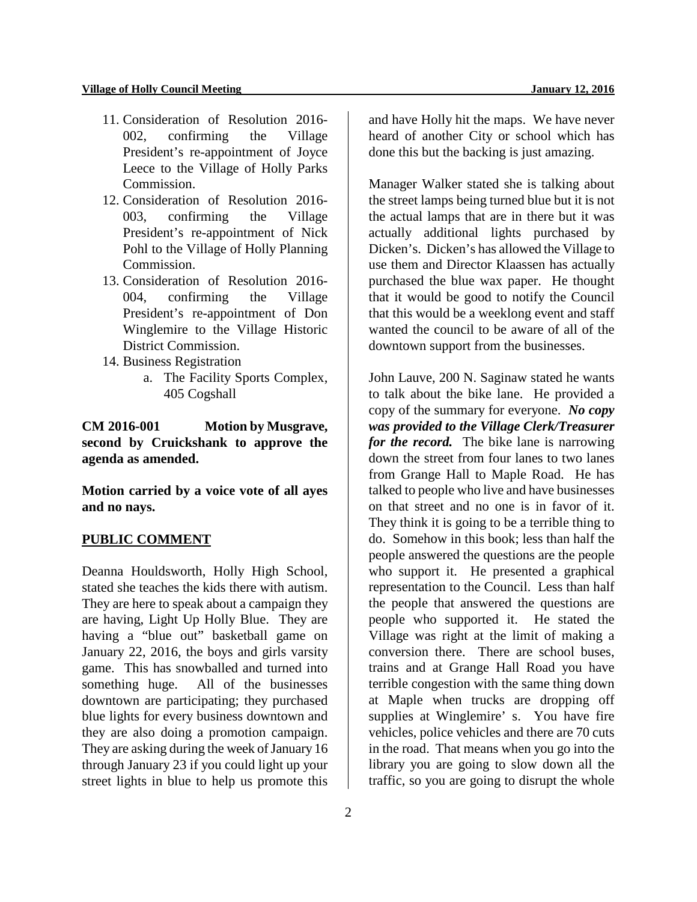11. Consideration of Resolution 2016-002, confirming the Village President's re-appointment of Joyce Leece to the Village of Holly Parks Commission.
12. Consideration of Resolution 2016-003, confirming the Village President's re-appointment of Nick Pohl to the Village of Holly Planning Commission.
13. Consideration of Resolution 2016-004, confirming the Village President's re-appointment of Don Winglemire to the Village Historic District Commission.
14. Business Registration
    a. The Facility Sports Complex, 405 Cogshall

**CM 2016-001 Motion by Musgrave, second by Cruickshank to approve the agenda as amended.**

**Motion carried by a voice vote of all ayes and no nays.**

**PUBLIC COMMENT**

Deanna Houldsworth, Holly High School, stated she teaches the kids there with autism. They are here to speak about a campaign they are having, Light Up Holly Blue. They are having a "blue out" basketball game on January 22, 2016, the boys and girls varsity game. This has snowballed and turned into something huge. All of the businesses downtown are participating; they purchased blue lights for every business downtown and they are also doing a promotion campaign. They are asking during the week of January 16 through January 23 if you could light up your street lights in blue to help us promote this and have Holly hit the maps. We have never heard of another City or school which has done this but the backing is just amazing.

Manager Walker stated she is talking about the street lamps being turned blue but it is not the actual lamps that are in there but it was actually additional lights purchased by Dicken's. Dicken's has allowed the Village to use them and Director Klaassen has actually purchased the blue wax paper. He thought that it would be good to notify the Council that this would be a weeklong event and staff wanted the council to be aware of all of the downtown support from the businesses.

John Lauve, 200 N. Saginaw stated he wants to talk about the bike lane. He provided a copy of the summary for everyone. ***No copy was provided to the Village Clerk/Treasurer for the record.*** The bike lane is narrowing down the street from four lanes to two lanes from Grange Hall to Maple Road. He has talked to people who live and have businesses on that street and no one is in favor of it. They think it is going to be a terrible thing to do. Somehow in this book; less than half the people answered the questions are the people who support it. He presented a graphical representation to the Council. Less than half the people that answered the questions are people who supported it. He stated the Village was right at the limit of making a conversion there. There are school buses, trains and at Grange Hall Road you have terrible congestion with the same thing down at Maple when trucks are dropping off supplies at Winglemire' s. You have fire vehicles, police vehicles and there are 70 cuts in the road. That means when you go into the library you are going to slow down all the traffic, so you are going to disrupt the whole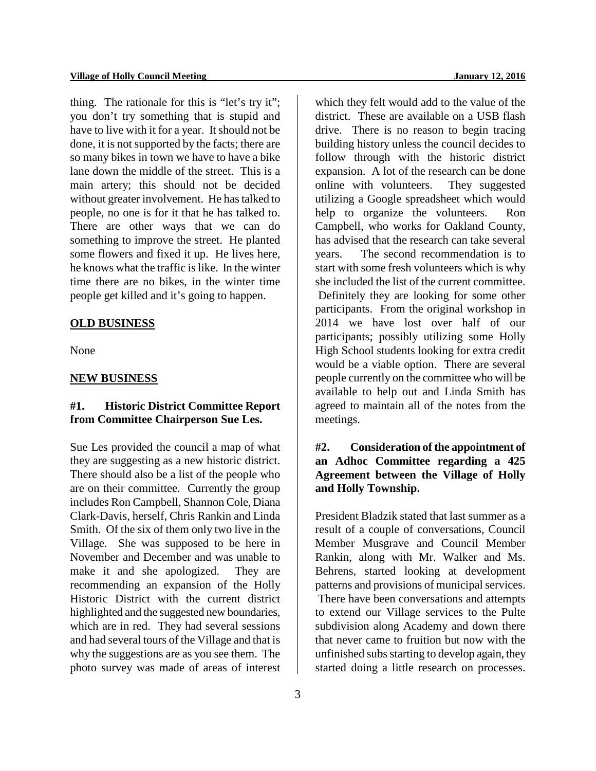thing. The rationale for this is "let's try it"; you don't try something that is stupid and have to live with it for a year. It should not be done, it is not supported by the facts; there are so many bikes in town we have to have a bike lane down the middle of the street. This is a main artery; this should not be decided without greater involvement. He has talked to people, no one is for it that he has talked to. There are other ways that we can do something to improve the street. He planted some flowers and fixed it up. He lives here, he knows what the traffic is like. In the winter time there are no bikes, in the winter time people get killed and it's going to happen.

## OLD BUSINESS

None

## NEW BUSINESS

### #1. Historic District Committee Report from Committee Chairperson Sue Les.

Sue Les provided the council a map of what they are suggesting as a new historic district. There should also be a list of the people who are on their committee. Currently the group includes Ron Campbell, Shannon Cole, Diana Clark-Davis, herself, Chris Rankin and Linda Smith. Of the six of them only two live in the Village. She was supposed to be here in November and December and was unable to make it and she apologized. They are recommending an expansion of the Holly Historic District with the current district highlighted and the suggested new boundaries, which are in red. They had several sessions and had several tours of the Village and that is why the suggestions are as you see them. The photo survey was made of areas of interest which they felt would add to the value of the district. These are available on a USB flash drive. There is no reason to begin tracing building history unless the council decides to follow through with the historic district expansion. A lot of the research can be done online with volunteers. They suggested utilizing a Google spreadsheet which would help to organize the volunteers. Ron Campbell, who works for Oakland County, has advised that the research can take several years. The second recommendation is to start with some fresh volunteers which is why she included the list of the current committee. Definitely they are looking for some other participants. From the original workshop in 2014 we have lost over half of our participants; possibly utilizing some Holly High School students looking for extra credit would be a viable option. There are several people currently on the committee who will be available to help out and Linda Smith has agreed to maintain all of the notes from the meetings.

### #2. Consideration of the appointment of an Adhoc Committee regarding a 425 Agreement between the Village of Holly and Holly Township.

President Bladzik stated that last summer as a result of a couple of conversations, Council Member Musgrave and Council Member Rankin, along with Mr. Walker and Ms. Behrens, started looking at development patterns and provisions of municipal services. There have been conversations and attempts to extend our Village services to the Pulte subdivision along Academy and down there that never came to fruition but now with the unfinished subs starting to develop again, they started doing a little research on processes.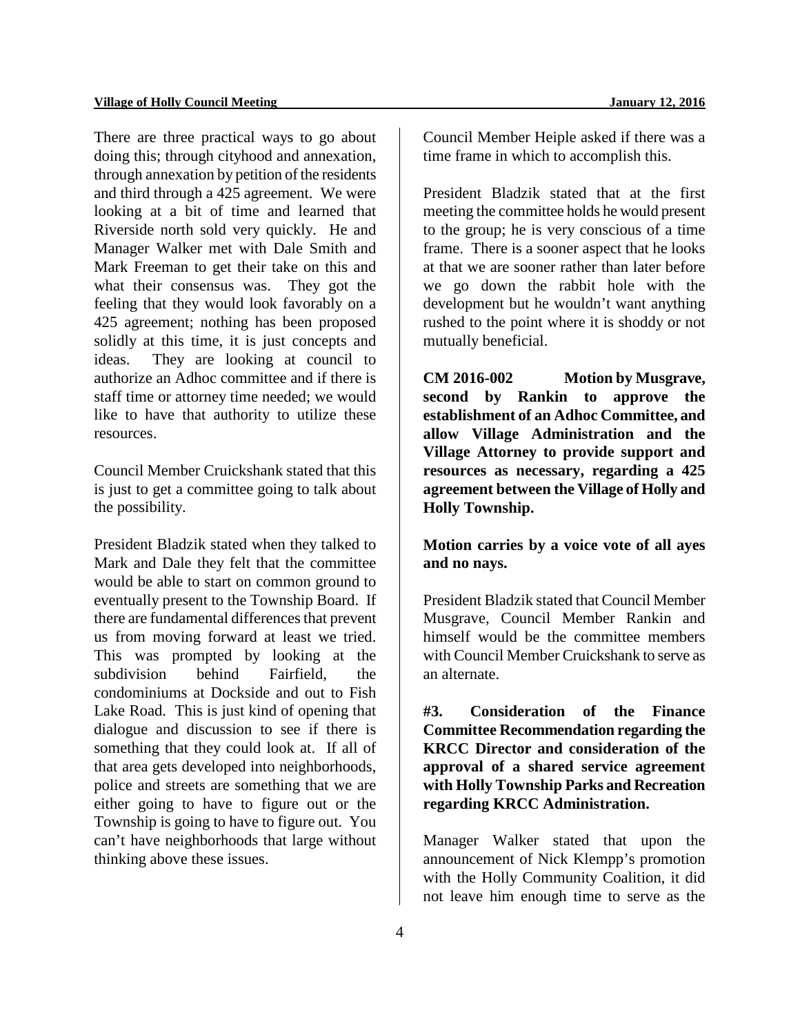There are three practical ways to go about doing this; through cityhood and annexation, through annexation by petition of the residents and third through a 425 agreement. We were looking at a bit of time and learned that Riverside north sold very quickly. He and Manager Walker met with Dale Smith and Mark Freeman to get their take on this and what their consensus was. They got the feeling that they would look favorably on a 425 agreement; nothing has been proposed solidly at this time, it is just concepts and ideas. They are looking at council to authorize an Adhoc committee and if there is staff time or attorney time needed; we would like to have that authority to utilize these resources.

Council Member Cruickshank stated that this is just to get a committee going to talk about the possibility.

President Bladzik stated when they talked to Mark and Dale they felt that the committee would be able to start on common ground to eventually present to the Township Board. If there are fundamental differences that prevent us from moving forward at least we tried. This was prompted by looking at the subdivision behind Fairfield, the condominiums at Dockside and out to Fish Lake Road. This is just kind of opening that dialogue and discussion to see if there is something that they could look at. If all of that area gets developed into neighborhoods, police and streets are something that we are either going to have to figure out or the Township is going to have to figure out. You can't have neighborhoods that large without thinking above these issues.

Council Member Heiple asked if there was a time frame in which to accomplish this.

President Bladzik stated that at the first meeting the committee holds he would present to the group; he is very conscious of a time frame. There is a sooner aspect that he looks at that we are sooner rather than later before we go down the rabbit hole with the development but he wouldn't want anything rushed to the point where it is shoddy or not mutually beneficial.

**CM 2016-002 Motion by Musgrave, second by Rankin to approve the establishment of an Adhoc Committee, and allow Village Administration and the Village Attorney to provide support and resources as necessary, regarding a 425 agreement between the Village of Holly and Holly Township.**

**Motion carries by a voice vote of all ayes and no nays.**

President Bladzik stated that Council Member Musgrave, Council Member Rankin and himself would be the committee members with Council Member Cruickshank to serve as an alternate.

**#3. Consideration of the Finance Committee Recommendation regarding the KRCC Director and consideration of the approval of a shared service agreement with Holly Township Parks and Recreation regarding KRCC Administration.**

Manager Walker stated that upon the announcement of Nick Klempp's promotion with the Holly Community Coalition, it did not leave him enough time to serve as the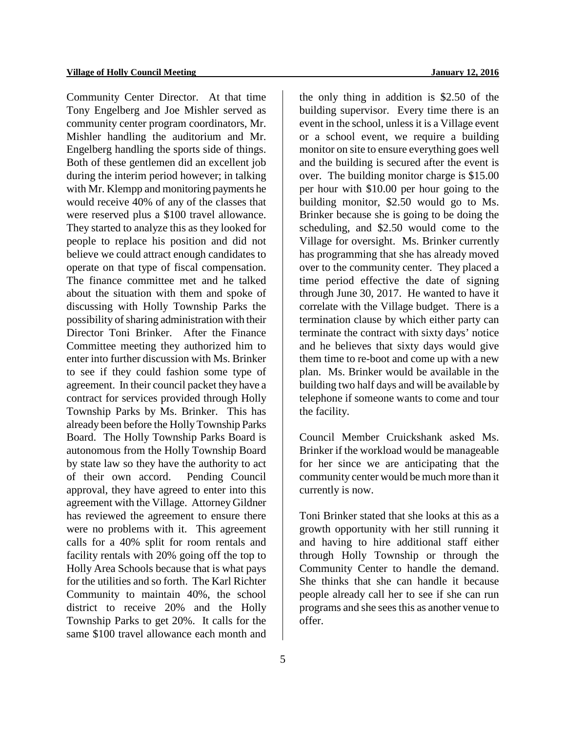Community Center Director. At that time Tony Engelberg and Joe Mishler served as community center program coordinators, Mr. Mishler handling the auditorium and Mr. Engelberg handling the sports side of things. Both of these gentlemen did an excellent job during the interim period however; in talking with Mr. Klempp and monitoring payments he would receive 40% of any of the classes that were reserved plus a $100 travel allowance. They started to analyze this as they looked for people to replace his position and did not believe we could attract enough candidates to operate on that type of fiscal compensation. The finance committee met and he talked about the situation with them and spoke of discussing with Holly Township Parks the possibility of sharing administration with their Director Toni Brinker. After the Finance Committee meeting they authorized him to enter into further discussion with Ms. Brinker to see if they could fashion some type of agreement. In their council packet they have a contract for services provided through Holly Township Parks by Ms. Brinker. This has already been before the Holly Township Parks Board. The Holly Township Parks Board is autonomous from the Holly Township Board by state law so they have the authority to act of their own accord. Pending Council approval, they have agreed to enter into this agreement with the Village. Attorney Gildner has reviewed the agreement to ensure there were no problems with it. This agreement calls for a 40% split for room rentals and facility rentals with 20% going off the top to Holly Area Schools because that is what pays for the utilities and so forth. The Karl Richter Community to maintain 40%, the school district to receive 20% and the Holly Township Parks to get 20%. It calls for the same $100 travel allowance each month and the only thing in addition is $2.50 of the building supervisor. Every time there is an event in the school, unless it is a Village event or a school event, we require a building monitor on site to ensure everything goes well and the building is secured after the event is over. The building monitor charge is $15.00 per hour with $10.00 per hour going to the building monitor, $2.50 would go to Ms. Brinker because she is going to be doing the scheduling, and $2.50 would come to the Village for oversight. Ms. Brinker currently has programming that she has already moved over to the community center. They placed a time period effective the date of signing through June 30, 2017. He wanted to have it correlate with the Village budget. There is a termination clause by which either party can terminate the contract with sixty days' notice and he believes that sixty days would give them time to re-boot and come up with a new plan. Ms. Brinker would be available in the building two half days and will be available by telephone if someone wants to come and tour the facility.

Council Member Cruickshank asked Ms. Brinker if the workload would be manageable for her since we are anticipating that the community center would be much more than it currently is now.

Toni Brinker stated that she looks at this as a growth opportunity with her still running it and having to hire additional staff either through Holly Township or through the Community Center to handle the demand. She thinks that she can handle it because people already call her to see if she can run programs and she sees this as another venue to offer.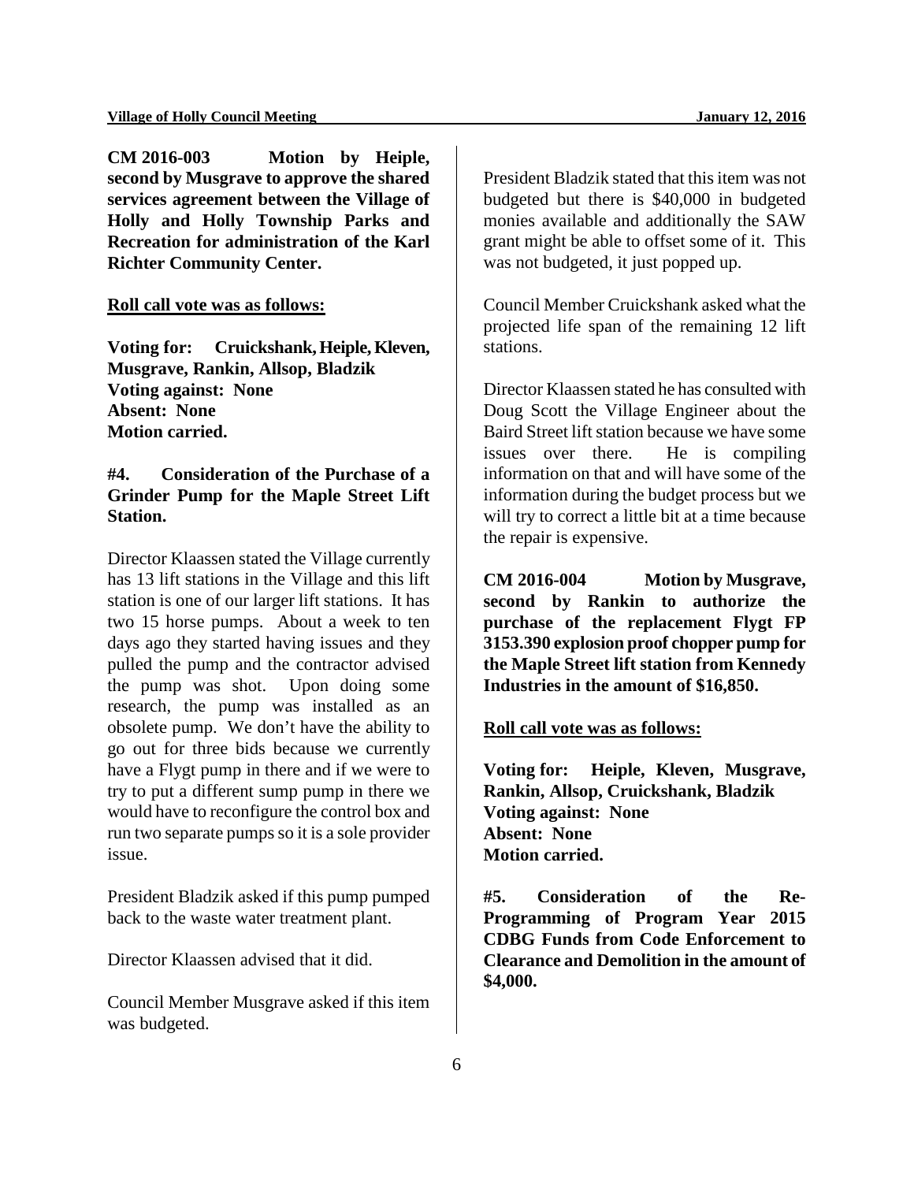**CM 2016-003 Motion by Heiple, second by Musgrave to approve the shared services agreement between the Village of Holly and Holly Township Parks and Recreation for administration of the Karl Richter Community Center.**

**Roll call vote was as follows:**

**Voting for: Cruickshank, Heiple, Kleven, Musgrave, Rankin, Allsop, Bladzik**
**Voting against: None**
**Absent: None**
**Motion carried.**

**#4. Consideration of the Purchase of a Grinder Pump for the Maple Street Lift Station.**

Director Klaassen stated the Village currently has 13 lift stations in the Village and this lift station is one of our larger lift stations. It has two 15 horse pumps. About a week to ten days ago they started having issues and they pulled the pump and the contractor advised the pump was shot. Upon doing some research, the pump was installed as an obsolete pump. We don't have the ability to go out for three bids because we currently have a Flygt pump in there and if we were to try to put a different sump pump in there we would have to reconfigure the control box and run two separate pumps so it is a sole provider issue.

President Bladzik asked if this pump pumped back to the waste water treatment plant.

Director Klaassen advised that it did.

Council Member Musgrave asked if this item was budgeted.

President Bladzik stated that this item was not budgeted but there is $40,000 in budgeted monies available and additionally the SAW grant might be able to offset some of it. This was not budgeted, it just popped up.

Council Member Cruickshank asked what the projected life span of the remaining 12 lift stations.

Director Klaassen stated he has consulted with Doug Scott the Village Engineer about the Baird Street lift station because we have some issues over there. He is compiling information on that and will have some of the information during the budget process but we will try to correct a little bit at a time because the repair is expensive.

**CM 2016-004 Motion by Musgrave, second by Rankin to authorize the purchase of the replacement Flygt FP 3153.390 explosion proof chopper pump for the Maple Street lift station from Kennedy Industries in the amount of $16,850.**

**Roll call vote was as follows:**

**Voting for: Heiple, Kleven, Musgrave, Rankin, Allsop, Cruickshank, Bladzik**
**Voting against: None**
**Absent: None**
**Motion carried.**

**#5. Consideration of the Re-Programming of Program Year 2015 CDBG Funds from Code Enforcement to Clearance and Demolition in the amount of $4,000.**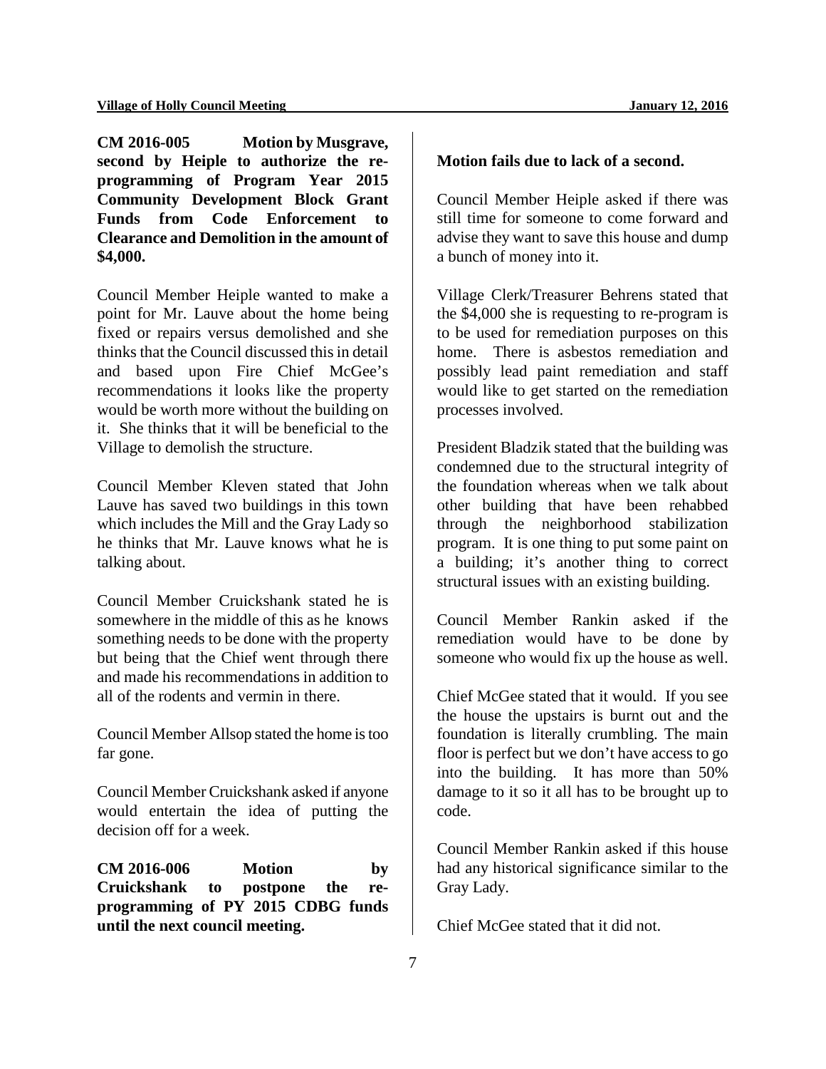**CM 2016-005 Motion by Musgrave, second by Heiple to authorize the re-programming of Program Year 2015 Community Development Block Grant Funds from Code Enforcement to Clearance and Demolition in the amount of $4,000.**

Council Member Heiple wanted to make a point for Mr. Lauve about the home being fixed or repairs versus demolished and she thinks that the Council discussed this in detail and based upon Fire Chief McGee's recommendations it looks like the property would be worth more without the building on it. She thinks that it will be beneficial to the Village to demolish the structure.

Council Member Kleven stated that John Lauve has saved two buildings in this town which includes the Mill and the Gray Lady so he thinks that Mr. Lauve knows what he is talking about.

Council Member Cruickshank stated he is somewhere in the middle of this as he knows something needs to be done with the property but being that the Chief went through there and made his recommendations in addition to all of the rodents and vermin in there.

Council Member Allsop stated the home is too far gone.

Council Member Cruickshank asked if anyone would entertain the idea of putting the decision off for a week.

**CM 2016-006 Motion by Cruickshank to postpone the re-programming of PY 2015 CDBG funds until the next council meeting.**

**Motion fails due to lack of a second.**

Council Member Heiple asked if there was still time for someone to come forward and advise they want to save this house and dump a bunch of money into it.

Village Clerk/Treasurer Behrens stated that the $4,000 she is requesting to re-program is to be used for remediation purposes on this home. There is asbestos remediation and possibly lead paint remediation and staff would like to get started on the remediation processes involved.

President Bladzik stated that the building was condemned due to the structural integrity of the foundation whereas when we talk about other building that have been rehabbed through the neighborhood stabilization program. It is one thing to put some paint on a building; it's another thing to correct structural issues with an existing building.

Council Member Rankin asked if the remediation would have to be done by someone who would fix up the house as well.

Chief McGee stated that it would. If you see the house the upstairs is burnt out and the foundation is literally crumbling. The main floor is perfect but we don't have access to go into the building. It has more than 50% damage to it so it all has to be brought up to code.

Council Member Rankin asked if this house had any historical significance similar to the Gray Lady.

Chief McGee stated that it did not.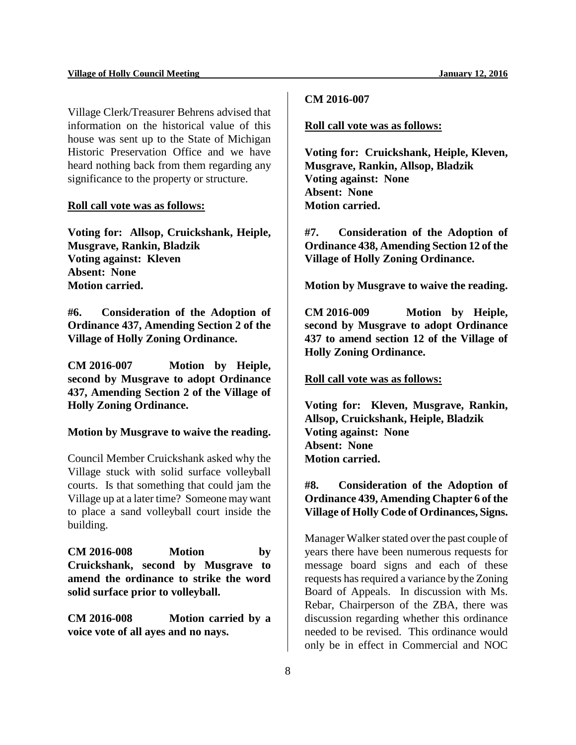Village Clerk/Treasurer Behrens advised that information on the historical value of this house was sent up to the State of Michigan Historic Preservation Office and we have heard nothing back from them regarding any significance to the property or structure.

**Roll call vote was as follows:**

**Voting for: Allsop, Cruickshank, Heiple, Musgrave, Rankin, Bladzik**
**Voting against: Kleven**
**Absent: None**
**Motion carried.**

**#6. Consideration of the Adoption of Ordinance 437, Amending Section 2 of the Village of Holly Zoning Ordinance.**

**CM 2016-007 Motion by Heiple, second by Musgrave to adopt Ordinance 437, Amending Section 2 of the Village of Holly Zoning Ordinance.**

**Motion by Musgrave to waive the reading.**

Council Member Cruickshank asked why the Village stuck with solid surface volleyball courts. Is that something that could jam the Village up at a later time? Someone may want to place a sand volleyball court inside the building.

**CM 2016-008 Motion by Cruickshank, second by Musgrave to amend the ordinance to strike the word solid surface prior to volleyball.**

**CM 2016-008 Motion carried by a voice vote of all ayes and no nays.**

**CM 2016-007**

**Roll call vote was as follows:**

**Voting for: Cruickshank, Heiple, Kleven, Musgrave, Rankin, Allsop, Bladzik**
**Voting against: None**
**Absent: None**
**Motion carried.**

**#7. Consideration of the Adoption of Ordinance 438, Amending Section 12 of the Village of Holly Zoning Ordinance.**

**Motion by Musgrave to waive the reading.**

**CM 2016-009 Motion by Heiple, second by Musgrave to adopt Ordinance 437 to amend section 12 of the Village of Holly Zoning Ordinance.**

**Roll call vote was as follows:**

**Voting for: Kleven, Musgrave, Rankin, Allsop, Cruickshank, Heiple, Bladzik**
**Voting against: None**
**Absent: None**
**Motion carried.**

**#8. Consideration of the Adoption of Ordinance 439, Amending Chapter 6 of the Village of Holly Code of Ordinances, Signs.**

Manager Walker stated over the past couple of years there have been numerous requests for message board signs and each of these requests has required a variance by the Zoning Board of Appeals. In discussion with Ms. Rebar, Chairperson of the ZBA, there was discussion regarding whether this ordinance needed to be revised. This ordinance would only be in effect in Commercial and NOC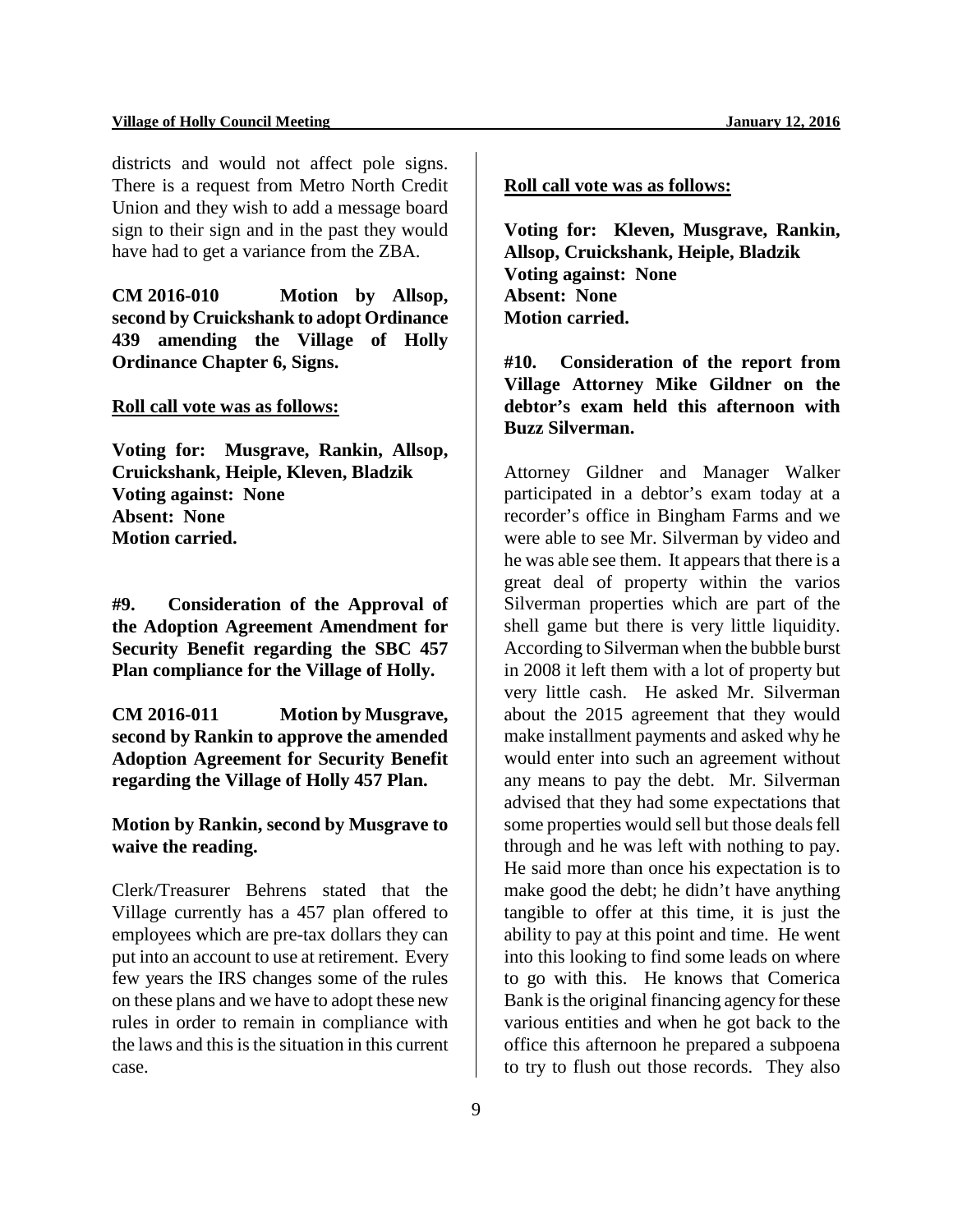districts and would not affect pole signs. There is a request from Metro North Credit Union and they wish to add a message board sign to their sign and in the past they would have had to get a variance from the ZBA.

**CM 2016-010 Motion by Allsop, second by Cruickshank to adopt Ordinance 439 amending the Village of Holly Ordinance Chapter 6, Signs.**

**Roll call vote was as follows:**

**Voting for: Musgrave, Rankin, Allsop, Cruickshank, Heiple, Kleven, Bladzik**
**Voting against: None**
**Absent: None**
**Motion carried.**

**#9. Consideration of the Approval of the Adoption Agreement Amendment for Security Benefit regarding the SBC 457 Plan compliance for the Village of Holly.**

**CM 2016-011 Motion by Musgrave, second by Rankin to approve the amended Adoption Agreement for Security Benefit regarding the Village of Holly 457 Plan.**

**Motion by Rankin, second by Musgrave to waive the reading.**

Clerk/Treasurer Behrens stated that the Village currently has a 457 plan offered to employees which are pre-tax dollars they can put into an account to use at retirement. Every few years the IRS changes some of the rules on these plans and we have to adopt these new rules in order to remain in compliance with the laws and this is the situation in this current case.

**Roll call vote was as follows:**

**Voting for: Kleven, Musgrave, Rankin, Allsop, Cruickshank, Heiple, Bladzik**
**Voting against: None**
**Absent: None**
**Motion carried.**

**#10. Consideration of the report from Village Attorney Mike Gildner on the debtor's exam held this afternoon with Buzz Silverman.**

Attorney Gildner and Manager Walker participated in a debtor's exam today at a recorder's office in Bingham Farms and we were able to see Mr. Silverman by video and he was able see them. It appears that there is a great deal of property within the varios Silverman properties which are part of the shell game but there is very little liquidity. According to Silverman when the bubble burst in 2008 it left them with a lot of property but very little cash. He asked Mr. Silverman about the 2015 agreement that they would make installment payments and asked why he would enter into such an agreement without any means to pay the debt. Mr. Silverman advised that they had some expectations that some properties would sell but those deals fell through and he was left with nothing to pay. He said more than once his expectation is to make good the debt; he didn't have anything tangible to offer at this time, it is just the ability to pay at this point and time. He went into this looking to find some leads on where to go with this. He knows that Comerica Bank is the original financing agency for these various entities and when he got back to the office this afternoon he prepared a subpoena to try to flush out those records. They also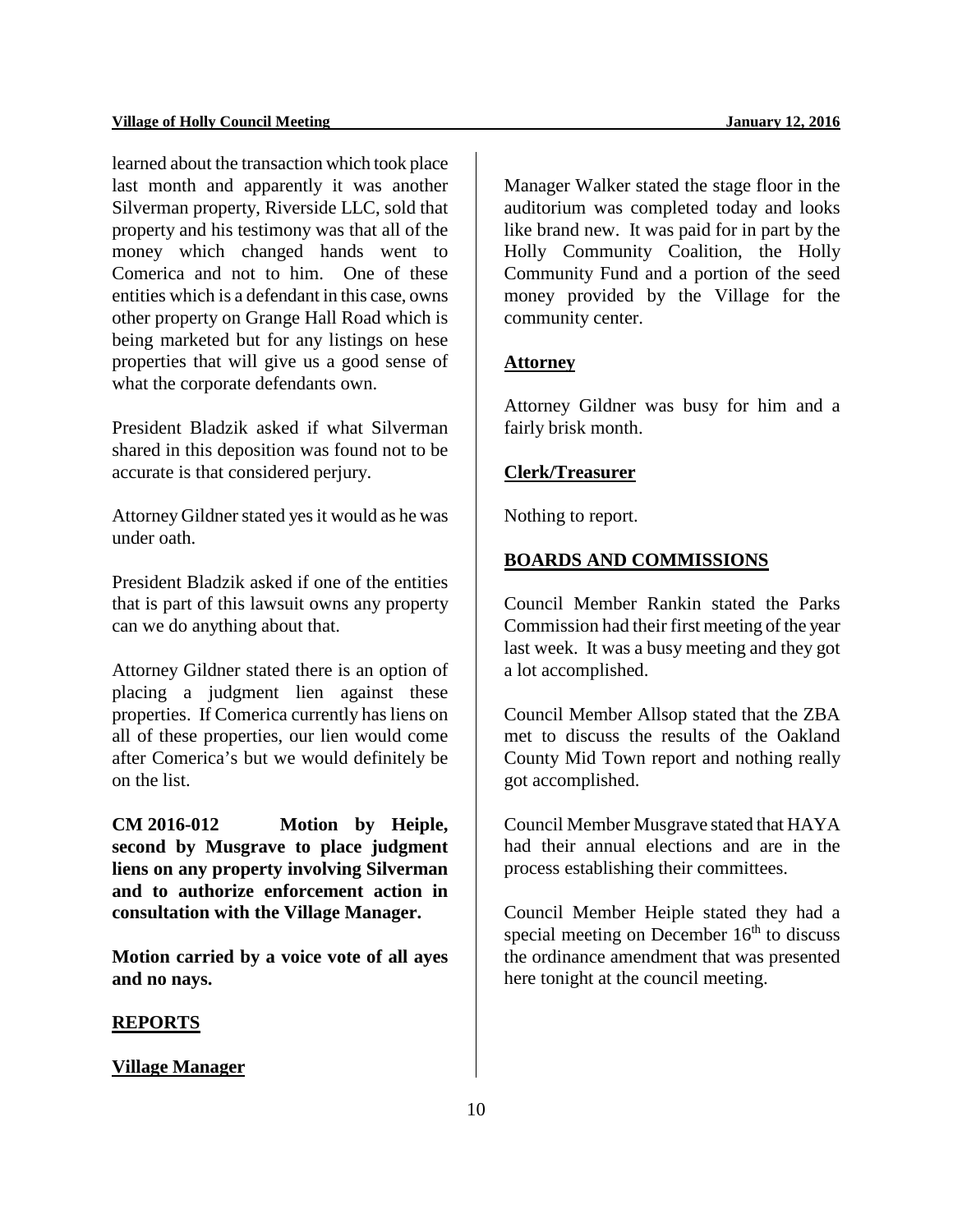learned about the transaction which took place last month and apparently it was another Silverman property, Riverside LLC, sold that property and his testimony was that all of the money which changed hands went to Comerica and not to him. One of these entities which is a defendant in this case, owns other property on Grange Hall Road which is being marketed but for any listings on hese properties that will give us a good sense of what the corporate defendants own.

President Bladzik asked if what Silverman shared in this deposition was found not to be accurate is that considered perjury.

Attorney Gildner stated yes it would as he was under oath.

President Bladzik asked if one of the entities that is part of this lawsuit owns any property can we do anything about that.

Attorney Gildner stated there is an option of placing a judgment lien against these properties. If Comerica currently has liens on all of these properties, our lien would come after Comerica's but we would definitely be on the list.

**CM 2016-012 Motion by Heiple, second by Musgrave to place judgment liens on any property involving Silverman and to authorize enforcement action in consultation with the Village Manager.**

**Motion carried by a voice vote of all ayes and no nays.**

## REPORTS

### Village Manager

Manager Walker stated the stage floor in the auditorium was completed today and looks like brand new. It was paid for in part by the Holly Community Coalition, the Holly Community Fund and a portion of the seed money provided by the Village for the community center.

### Attorney

Attorney Gildner was busy for him and a fairly brisk month.

### Clerk/Treasurer

Nothing to report.

## BOARDS AND COMMISSIONS

Council Member Rankin stated the Parks Commission had their first meeting of the year last week. It was a busy meeting and they got a lot accomplished.

Council Member Allsop stated that the ZBA met to discuss the results of the Oakland County Mid Town report and nothing really got accomplished.

Council Member Musgrave stated that HAYA had their annual elections and are in the process establishing their committees.

Council Member Heiple stated they had a special meeting on December 16th to discuss the ordinance amendment that was presented here tonight at the council meeting.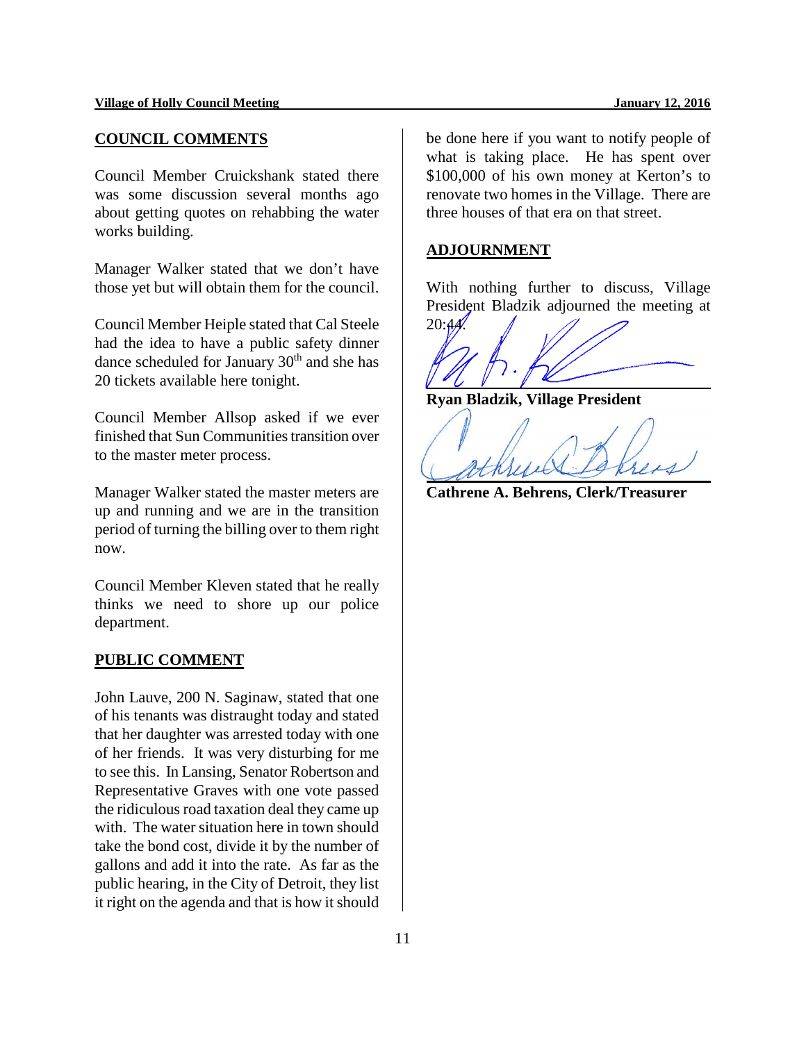## COUNCIL COMMENTS

Council Member Cruickshank stated there was some discussion several months ago about getting quotes on rehabbing the water works building.

Manager Walker stated that we don't have those yet but will obtain them for the council.

Council Member Heiple stated that Cal Steele had the idea to have a public safety dinner dance scheduled for January 30th and she has 20 tickets available here tonight.

Council Member Allsop asked if we ever finished that Sun Communities transition over to the master meter process.

Manager Walker stated the master meters are up and running and we are in the transition period of turning the billing over to them right now.

Council Member Kleven stated that he really thinks we need to shore up our police department.

## PUBLIC COMMENT

John Lauve, 200 N. Saginaw, stated that one of his tenants was distraught today and stated that her daughter was arrested today with one of her friends. It was very disturbing for me to see this. In Lansing, Senator Robertson and Representative Graves with one vote passed the ridiculous road taxation deal they came up with. The water situation here in town should take the bond cost, divide it by the number of gallons and add it into the rate. As far as the public hearing, in the City of Detroit, they list it right on the agenda and that is how it should be done here if you want to notify people of what is taking place. He has spent over $100,000 of his own money at Kerton's to renovate two homes in the Village. There are three houses of that era on that street.

## ADJOURNMENT

With nothing further to discuss, Village President Bladzik adjourned the meeting at 20:44.

**Ryan Bladzik, Village President**

**Cathrene A. Behrens, Clerk/Treasurer**